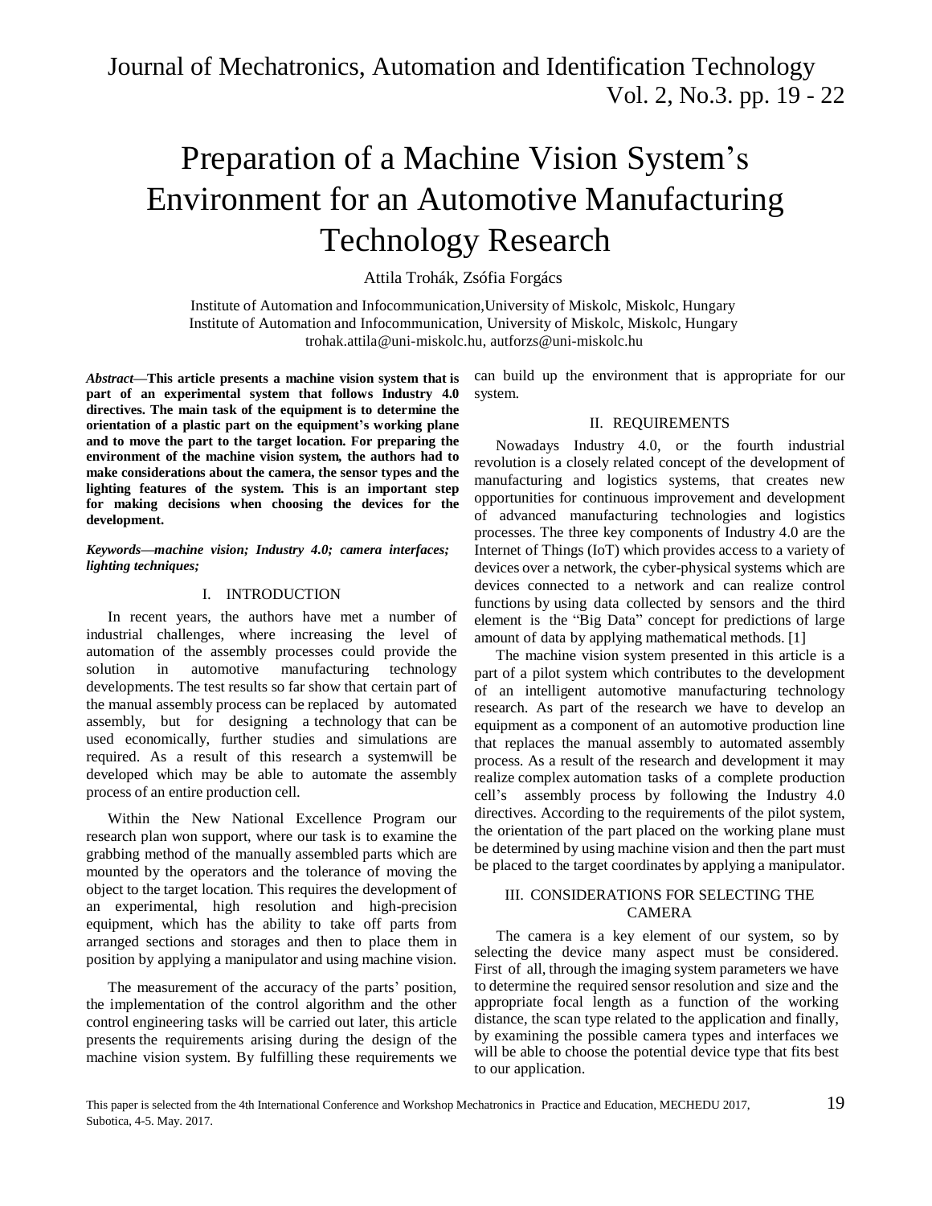# Preparation of a Machine Vision System's Environment for an Automotive Manufacturing Technology Research

Attila Trohák, Zsófia Forgács

Institute of Automation and Infocommunication,University of Miskolc, Miskolc, Hungary
Institute of Automation and Infocommunication, University of Miskolc, Miskolc, Hungary
trohak.attila@uni-miskolc.hu, autforzs@uni-miskolc.hu

***Abstract*—This article presents a machine vision system that is part of an experimental system that follows Industry 4.0 directives. The main task of the equipment is to determine the orientation of a plastic part on the equipment's working plane and to move the part to the target location. For preparing the environment of the machine vision system, the authors had to make considerations about the camera, the sensor types and the lighting features of the system. This is an important step for making decisions when choosing the devices for the development.**

***Keywords—machine vision; Industry 4.0; camera interfaces; lighting techniques;***

## I. INTRODUCTION

In recent years, the authors have met a number of industrial challenges, where increasing the level of automation of the assembly processes could provide the solution in automotive manufacturing technology developments. The test results so far show that certain part of the manual assembly process can be replaced by automated assembly, but for designing a technology that can be used economically, further studies and simulations are required. As a result of this research a systemwill be developed which may be able to automate the assembly process of an entire production cell.

Within the New National Excellence Program our research plan won support, where our task is to examine the grabbing method of the manually assembled parts which are mounted by the operators and the tolerance of moving the object to the target location. This requires the development of an experimental, high resolution and high-precision equipment, which has the ability to take off parts from arranged sections and storages and then to place them in position by applying a manipulator and using machine vision.

The measurement of the accuracy of the parts' position, the implementation of the control algorithm and the other control engineering tasks will be carried out later, this article presents the requirements arising during the design of the machine vision system. By fulfilling these requirements we can build up the environment that is appropriate for our system.

## II. REQUIREMENTS

Nowadays Industry 4.0, or the fourth industrial revolution is a closely related concept of the development of manufacturing and logistics systems, that creates new opportunities for continuous improvement and development of advanced manufacturing technologies and logistics processes. The three key components of Industry 4.0 are the Internet of Things (IoT) which provides access to a variety of devices over a network, the cyber-physical systems which are devices connected to a network and can realize control functions by using data collected by sensors and the third element is the "Big Data" concept for predictions of large amount of data by applying mathematical methods. [1]

The machine vision system presented in this article is a part of a pilot system which contributes to the development of an intelligent automotive manufacturing technology research. As part of the research we have to develop an equipment as a component of an automotive production line that replaces the manual assembly to automated assembly process. As a result of the research and development it may realize complex automation tasks of a complete production cell's assembly process by following the Industry 4.0 directives. According to the requirements of the pilot system, the orientation of the part placed on the working plane must be determined by using machine vision and then the part must be placed to the target coordinates by applying a manipulator.

## III. CONSIDERATIONS FOR SELECTING THE CAMERA

The camera is a key element of our system, so by selecting the device many aspect must be considered. First of all, through the imaging system parameters we have to determine the required sensor resolution and size and the appropriate focal length as a function of the working distance, the scan type related to the application and finally, by examining the possible camera types and interfaces we will be able to choose the potential device type that fits best to our application.

This paper is selected from the 4th International Conference and Workshop Mechatronics in Practice and Education, MECHEDU 2017, Subotica, 4-5. May. 2017.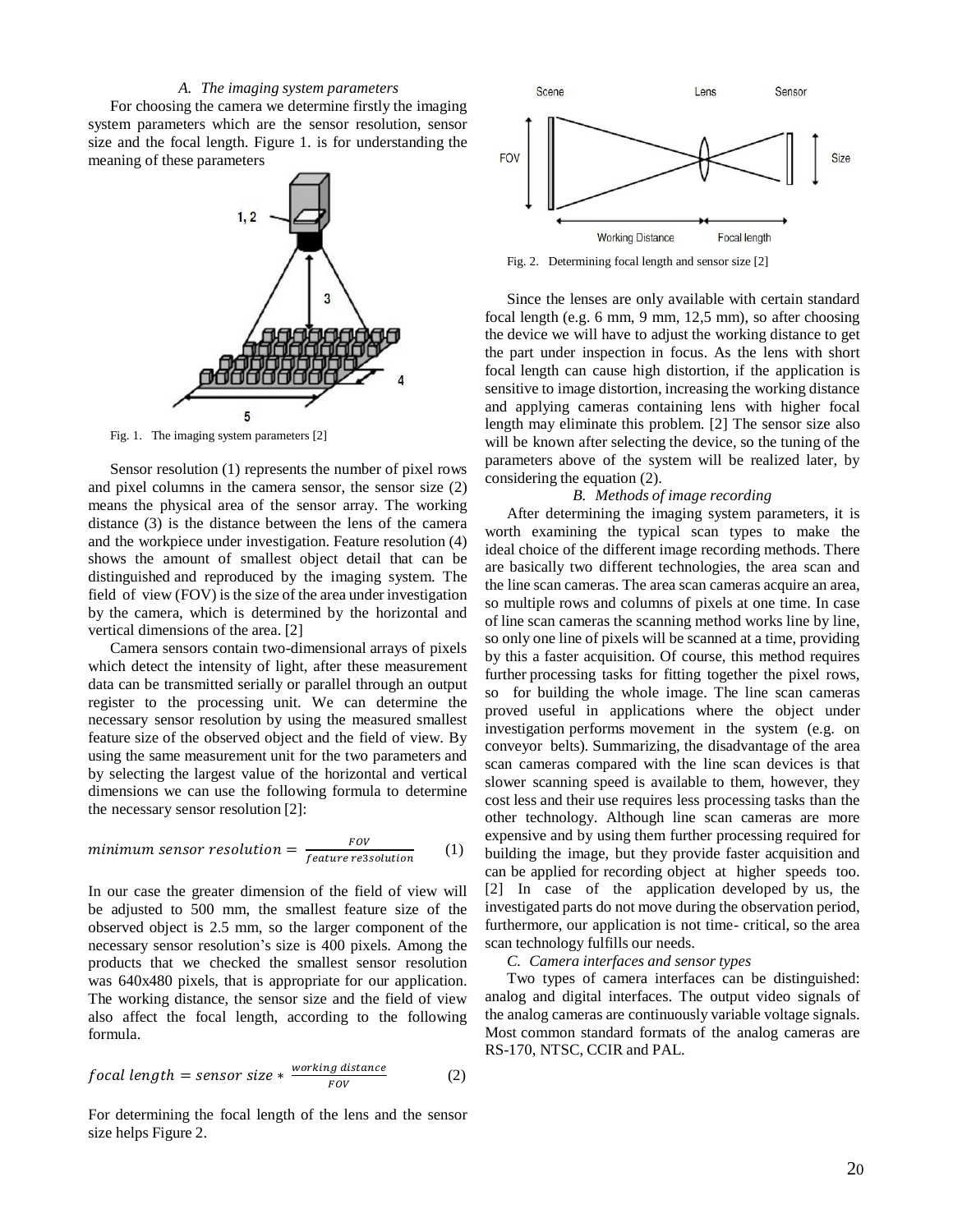### A. The imaging system parameters

For choosing the camera we determine firstly the imaging system parameters which are the sensor resolution, sensor size and the focal length. Figure 1. is for understanding the meaning of these parameters

Fig. 1. The imaging system parameters [2]

Sensor resolution (1) represents the number of pixel rows and pixel columns in the camera sensor, the sensor size (2) means the physical area of the sensor array. The working distance (3) is the distance between the lens of the camera and the workpiece under investigation. Feature resolution (4) shows the amount of smallest object detail that can be distinguished and reproduced by the imaging system. The field of view (FOV) is the size of the area under investigation by the camera, which is determined by the horizontal and vertical dimensions of the area. [2]

Camera sensors contain two-dimensional arrays of pixels which detect the intensity of light, after these measurement data can be transmitted serially or parallel through an output register to the processing unit. We can determine the necessary sensor resolution by using the measured smallest feature size of the observed object and the field of view. By using the same measurement unit for the two parameters and by selecting the largest value of the horizontal and vertical dimensions we can use the following formula to determine the necessary sensor resolution [2]:

$$minimum\ sensor\ resolution = \frac{FOV}{feature\ re3solution} \qquad (1)$$

In our case the greater dimension of the field of view will be adjusted to 500 mm, the smallest feature size of the observed object is 2.5 mm, so the larger component of the necessary sensor resolution's size is 400 pixels. Among the products that we checked the smallest sensor resolution was 640x480 pixels, that is appropriate for our application. The working distance, the sensor size and the field of view also affect the focal length, according to the following formula.

$$focal\ length = sensor\ size * \frac{working\ distance}{FOV} \qquad (2)$$

For determining the focal length of the lens and the sensor size helps Figure 2.

Fig. 2. Determining focal length and sensor size [2]

Since the lenses are only available with certain standard focal length (e.g. 6 mm, 9 mm, 12,5 mm), so after choosing the device we will have to adjust the working distance to get the part under inspection in focus. As the lens with short focal length can cause high distortion, if the application is sensitive to image distortion, increasing the working distance and applying cameras containing lens with higher focal length may eliminate this problem. [2] The sensor size also will be known after selecting the device, so the tuning of the parameters above of the system will be realized later, by considering the equation (2).

### B. Methods of image recording

After determining the imaging system parameters, it is worth examining the typical scan types to make the ideal choice of the different image recording methods. There are basically two different technologies, the area scan and the line scan cameras. The area scan cameras acquire an area, so multiple rows and columns of pixels at one time. In case of line scan cameras the scanning method works line by line, so only one line of pixels will be scanned at a time, providing by this a faster acquisition. Of course, this method requires further processing tasks for fitting together the pixel rows, so for building the whole image. The line scan cameras proved useful in applications where the object under investigation performs movement in the system (e.g. on conveyor belts). Summarizing, the disadvantage of the area scan cameras compared with the line scan devices is that slower scanning speed is available to them, however, they cost less and their use requires less processing tasks than the other technology. Although line scan cameras are more expensive and by using them further processing required for building the image, but they provide faster acquisition and can be applied for recording object at higher speeds too. [2] In case of the application developed by us, the investigated parts do not move during the observation period, furthermore, our application is not time- critical, so the area scan technology fulfills our needs.

### C. Camera interfaces and sensor types

Two types of camera interfaces can be distinguished: analog and digital interfaces. The output video signals of the analog cameras are continuously variable voltage signals. Most common standard formats of the analog cameras are RS-170, NTSC, CCIR and PAL.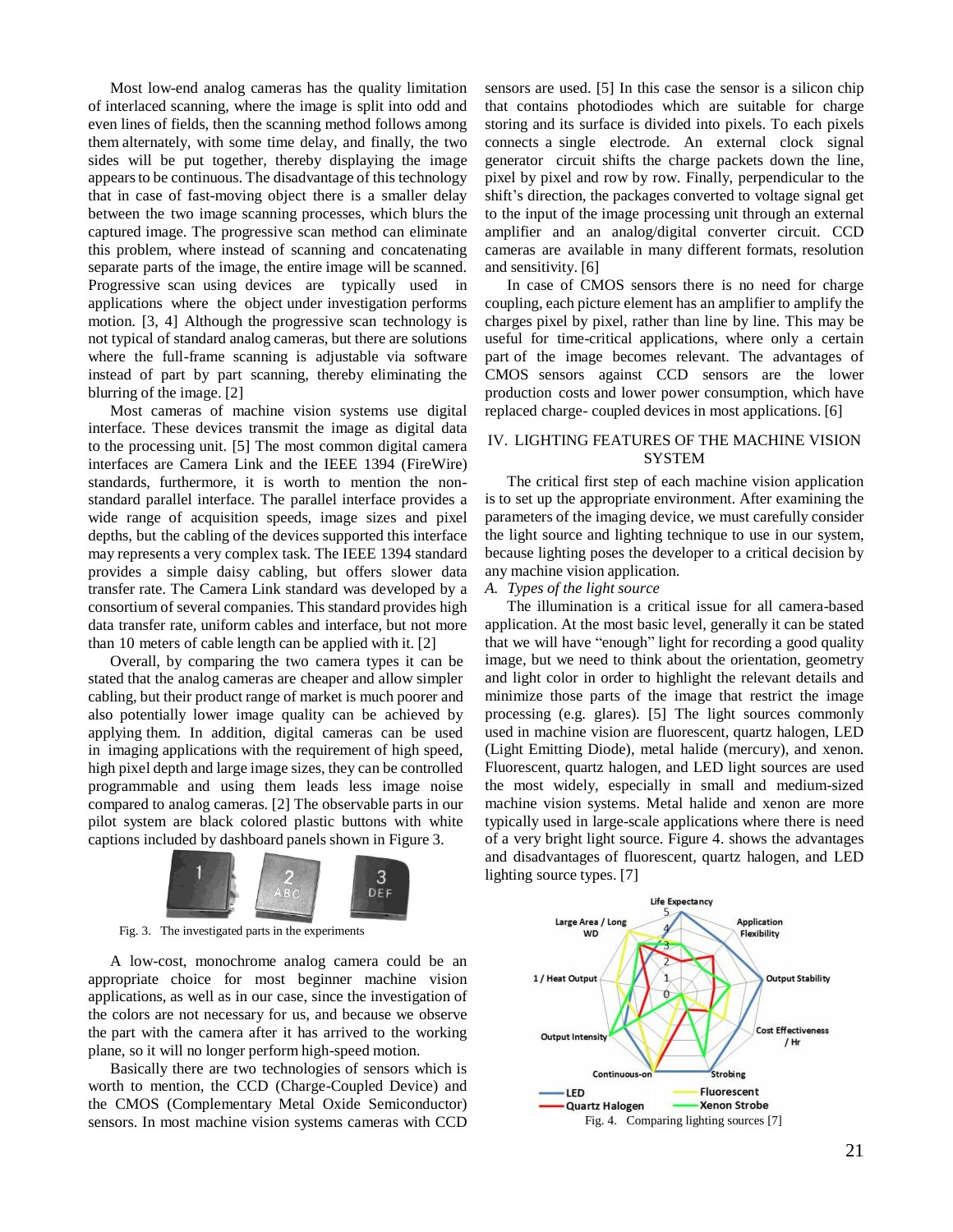Most low-end analog cameras has the quality limitation of interlaced scanning, where the image is split into odd and even lines of fields, then the scanning method follows among them alternately, with some time delay, and finally, the two sides will be put together, thereby displaying the image appears to be continuous. The disadvantage of this technology that in case of fast-moving object there is a smaller delay between the two image scanning processes, which blurs the captured image. The progressive scan method can eliminate this problem, where instead of scanning and concatenating separate parts of the image, the entire image will be scanned. Progressive scan using devices are typically used in applications where the object under investigation performs motion. [3, 4] Although the progressive scan technology is not typical of standard analog cameras, but there are solutions where the full-frame scanning is adjustable via software instead of part by part scanning, thereby eliminating the blurring of the image. [2]

Most cameras of machine vision systems use digital interface. These devices transmit the image as digital data to the processing unit. [5] The most common digital camera interfaces are Camera Link and the IEEE 1394 (FireWire) standards, furthermore, it is worth to mention the non-standard parallel interface. The parallel interface provides a wide range of acquisition speeds, image sizes and pixel depths, but the cabling of the devices supported this interface may represents a very complex task. The IEEE 1394 standard provides a simple daisy cabling, but offers slower data transfer rate. The Camera Link standard was developed by a consortium of several companies. This standard provides high data transfer rate, uniform cables and interface, but not more than 10 meters of cable length can be applied with it. [2]

Overall, by comparing the two camera types it can be stated that the analog cameras are cheaper and allow simpler cabling, but their product range of market is much poorer and also potentially lower image quality can be achieved by applying them. In addition, digital cameras can be used in imaging applications with the requirement of high speed, high pixel depth and large image sizes, they can be controlled programmable and using them leads less image noise compared to analog cameras. [2] The observable parts in our pilot system are black colored plastic buttons with white captions included by dashboard panels shown in Figure 3.

Fig. 3. The investigated parts in the experiments

A low-cost, monochrome analog camera could be an appropriate choice for most beginner machine vision applications, as well as in our case, since the investigation of the colors are not necessary for us, and because we observe the part with the camera after it has arrived to the working plane, so it will no longer perform high-speed motion.

Basically there are two technologies of sensors which is worth to mention, the CCD (Charge-Coupled Device) and the CMOS (Complementary Metal Oxide Semiconductor) sensors. In most machine vision systems cameras with CCD sensors are used. [5] In this case the sensor is a silicon chip that contains photodiodes which are suitable for charge storing and its surface is divided into pixels. To each pixels connects a single electrode. An external clock signal generator circuit shifts the charge packets down the line, pixel by pixel and row by row. Finally, perpendicular to the shift's direction, the packages converted to voltage signal get to the input of the image processing unit through an external amplifier and an analog/digital converter circuit. CCD cameras are available in many different formats, resolution and sensitivity. [6]

In case of CMOS sensors there is no need for charge coupling, each picture element has an amplifier to amplify the charges pixel by pixel, rather than line by line. This may be useful for time-critical applications, where only a certain part of the image becomes relevant. The advantages of CMOS sensors against CCD sensors are the lower production costs and lower power consumption, which have replaced charge- coupled devices in most applications. [6]

## IV. Lighting Features of the Machine Vision System

The critical first step of each machine vision application is to set up the appropriate environment. After examining the parameters of the imaging device, we must carefully consider the light source and lighting technique to use in our system, because lighting poses the developer to a critical decision by any machine vision application.

### A. *Types of the light source*

The illumination is a critical issue for all camera-based application. At the most basic level, generally it can be stated that we will have "enough" light for recording a good quality image, but we need to think about the orientation, geometry and light color in order to highlight the relevant details and minimize those parts of the image that restrict the image processing (e.g. glares). [5] The light sources commonly used in machine vision are fluorescent, quartz halogen, LED (Light Emitting Diode), metal halide (mercury), and xenon. Fluorescent, quartz halogen, and LED light sources are used the most widely, especially in small and medium-sized machine vision systems. Metal halide and xenon are more typically used in large-scale applications where there is need of a very bright light source. Figure 4. shows the advantages and disadvantages of fluorescent, quartz halogen, and LED lighting source types. [7]

Fig. 4. Comparing lighting sources [7]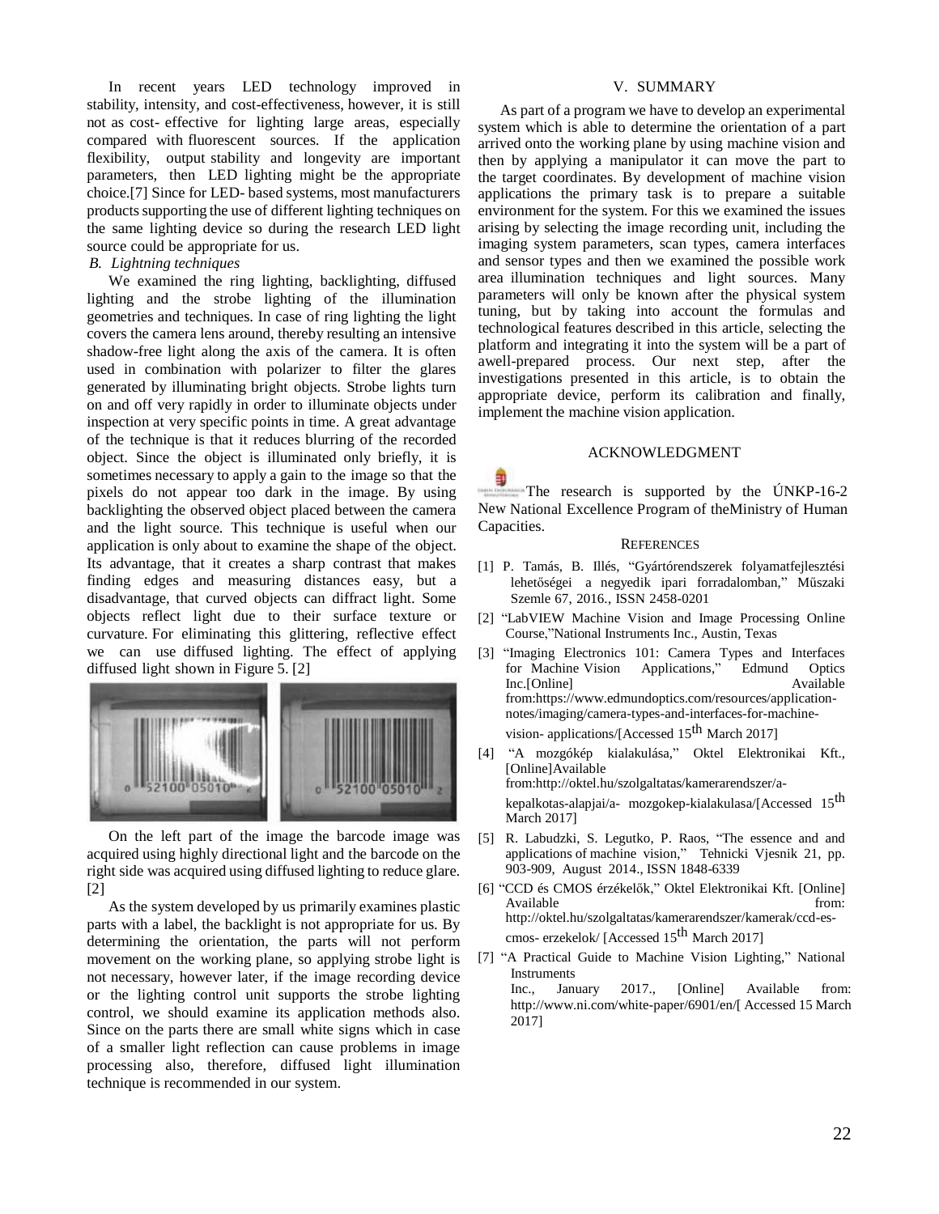In recent years LED technology improved in stability, intensity, and cost-effectiveness, however, it is still not as cost- effective for lighting large areas, especially compared with fluorescent sources. If the application flexibility, output stability and longevity are important parameters, then LED lighting might be the appropriate choice.[7] Since for LED- based systems, most manufacturers products supporting the use of different lighting techniques on the same lighting device so during the research LED light source could be appropriate for us.

### *B. Lightning techniques*

We examined the ring lighting, backlighting, diffused lighting and the strobe lighting of the illumination geometries and techniques. In case of ring lighting the light covers the camera lens around, thereby resulting an intensive shadow-free light along the axis of the camera. It is often used in combination with polarizer to filter the glares generated by illuminating bright objects. Strobe lights turn on and off very rapidly in order to illuminate objects under inspection at very specific points in time. A great advantage of the technique is that it reduces blurring of the recorded object. Since the object is illuminated only briefly, it is sometimes necessary to apply a gain to the image so that the pixels do not appear too dark in the image. By using backlighting the observed object placed between the camera and the light source. This technique is useful when our application is only about to examine the shape of the object. Its advantage, that it creates a sharp contrast that makes finding edges and measuring distances easy, but a disadvantage, that curved objects can diffract light. Some objects reflect light due to their surface texture or curvature. For eliminating this glittering, reflective effect we can use diffused lighting. The effect of applying diffused light shown in Figure 5. [2]

On the left part of the image the barcode image was acquired using highly directional light and the barcode on the right side was acquired using diffused lighting to reduce glare. [2]

As the system developed by us primarily examines plastic parts with a label, the backlight is not appropriate for us. By determining the orientation, the parts will not perform movement on the working plane, so applying strobe light is not necessary, however later, if the image recording device or the lighting control unit supports the strobe lighting control, we should examine its application methods also. Since on the parts there are small white signs which in case of a smaller light reflection can cause problems in image processing also, therefore, diffused light illumination technique is recommended in our system.

## V. SUMMARY

As part of a program we have to develop an experimental system which is able to determine the orientation of a part arrived onto the working plane by using machine vision and then by applying a manipulator it can move the part to the target coordinates. By development of machine vision applications the primary task is to prepare a suitable environment for the system. For this we examined the issues arising by selecting the image recording unit, including the imaging system parameters, scan types, camera interfaces and sensor types and then we examined the possible work area illumination techniques and light sources. Many parameters will only be known after the physical system tuning, but by taking into account the formulas and technological features described in this article, selecting the platform and integrating it into the system will be a part of awell-prepared process. Our next step, after the investigations presented in this article, is to obtain the appropriate device, perform its calibration and finally, implement the machine vision application.

## ACKNOWLEDGMENT

The research is supported by the ÚNKP-16-2 New National Excellence Program of theMinistry of Human Capacities.

## REFERENCES

[1] P. Tamás, B. Illés, "Gyártórendszerek folyamatfejlesztési lehetőségei a negyedik ipari forradalomban," Műszaki Szemle 67, 2016., ISSN 2458-0201

[2] "LabVIEW Machine Vision and Image Processing Online Course,"National Instruments Inc., Austin, Texas

[3] "Imaging Electronics 101: Camera Types and Interfaces for Machine Vision Applications," Edmund Optics Inc.[Online] Available from:https://www.edmundoptics.com/resources/application-notes/imaging/camera-types-and-interfaces-for-machine-vision- applications/[Accessed 15th March 2017]

[4] "A mozgókép kialakulása," Oktel Elektronikai Kft., [Online]Available from:http://oktel.hu/szolgaltatas/kamerarendszer/a-kepalkotas-alapjai/a- mozgokep-kialakulasa/[Accessed 15th March 2017]

[5] R. Labudzki, S. Legutko, P. Raos, "The essence and applications of machine vision," Tehnicki Vjesnik 21, pp. 903-909, August 2014., ISSN 1848-6339

[6] "CCD és CMOS érzékelők," Oktel Elektronikai Kft. [Online] Available from: http://oktel.hu/szolgaltatas/kamerarendszer/kamerak/ccd-es-cmos- erzekelok/ [Accessed 15th March 2017]

[7] "A Practical Guide to Machine Vision Lighting," National Instruments Inc., January 2017., [Online] Available from: http://www.ni.com/white-paper/6901/en/[ Accessed 15 March 2017]